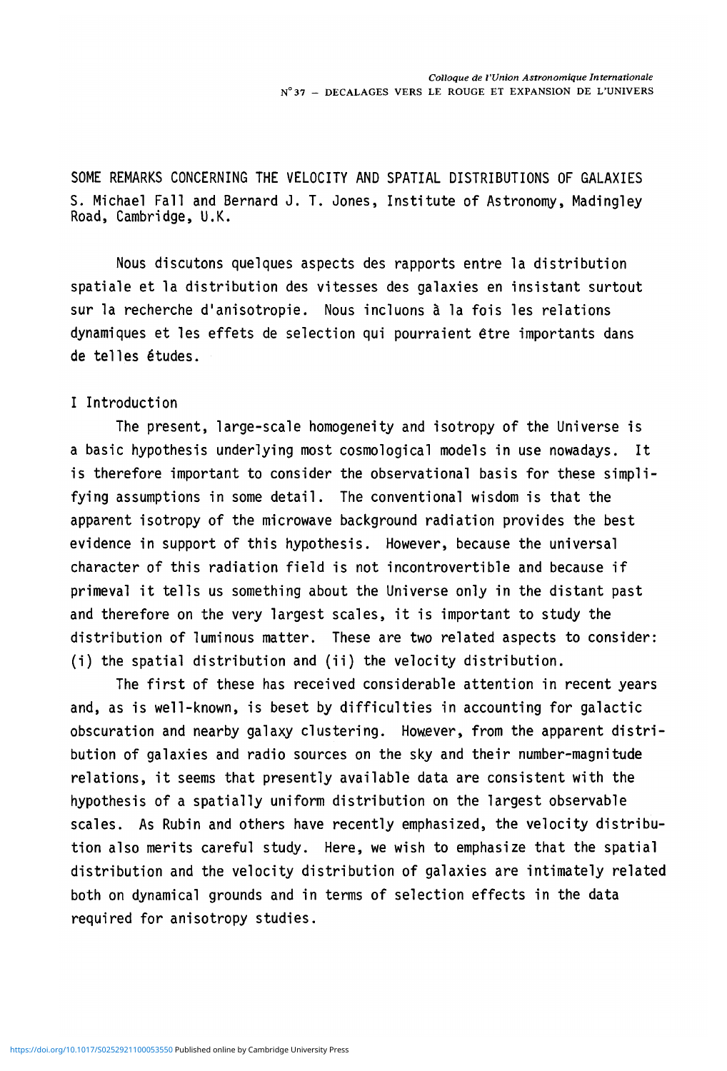# SOME REMARKS CONCERNING THE VELOCITY AND SPATIAL DISTRIBUTIONS OF GALAXIES

S. Michael Fall and Bernard J. T. Jones, Institute of Astronomy, Madingley Road, Cambridge, U.K.

Nous discutons quelques aspects des rapports entre la distribution spatiale et la distribution des vitesses des galaxies en insistant surtout sur la recherche d'anisotropie. Nous incluons à la fois les relations dynamiques et les effets de selection qui pourraient être importants dans de telles études.

## I Introduction

The present, large-scale homogeneity and isotropy of the Universe is a basic hypothesis underlying most cosmological models in use nowadays. It is therefore important to consider the observational basis for these simplifying assumptions in some detail. The conventional wisdom is that the apparent isotropy of the microwave background radiation provides the best evidence in support of this hypothesis. However, because the universal character of this radiation field is not incontrovertible and because if primeval it tells us something about the Universe only in the distant past and therefore on the very largest scales, it is important to study the distribution of luminous matter. These are two related aspects to consider: (i) the spatial distribution and (ii) the velocity distribution.

The first of these has received considerable attention in recent years and, as is well-known, is beset by difficulties in accounting for galactic obscuration and nearby galaxy clustering. However, from the apparent distribution of galaxies and radio sources on the sky and their number-magnitude relations, it seems that presently available data are consistent with the hypothesis of a spatially uniform distribution on the largest observable scales. As Rubin and others have recently emphasized, the velocity distribution also merits careful study. Here, we wish to emphasize that the spatial distribution and the velocity distribution of galaxies are intimately related both on dynamical grounds and in terms of selection effects in the data required for anisotropy studies.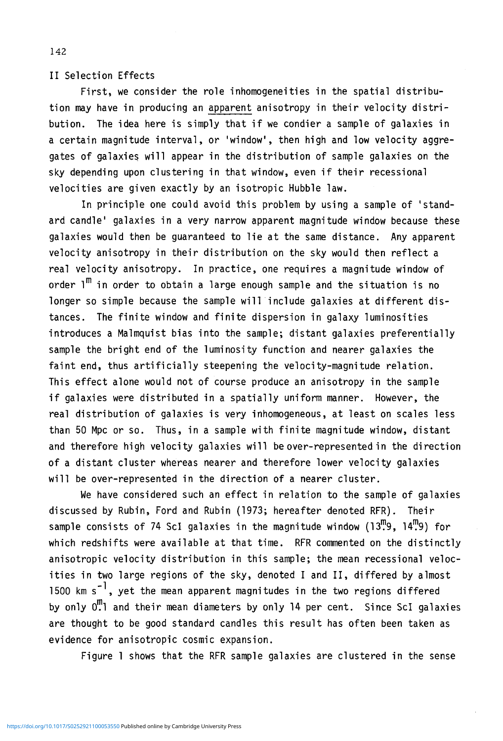## II Selection Effects

First, we consider the role inhomogeneities in the spatial distribution may have in producing an apparent anisotropy in their velocity distribution. The idea here is simply that if we condier a sample of galaxies in a certain magnitude interval, or 'window', then high and low velocity aggregates of galaxies will appear in the distribution of sample galaxies on the sky depending upon clustering in that window, even if their recessional velocities are given exactly by an isotropic Hubble law.

In principle one could avoid this problem by using a sample of 'standard candle' galaxies in a very narrow apparent magnitude window because these galaxies would then be guaranteed to lie at the same distance. Any apparent velocity anisotropy in their distribution on the sky would then reflect a real velocity anisotropy. In practice, one requires a magnitude window of order $1^m$ in order to obtain a large enough sample and the situation is no longer so simple because the sample will include galaxies at different distances. The finite window and finite dispersion in galaxy luminosities introduces a Malmquist bias into the sample; distant galaxies preferentially sample the bright end of the luminosity function and nearer galaxies the faint end, thus artificially steepening the velocity-magnitude relation. This effect alone would not of course produce an anisotropy in the sample if galaxies were distributed in a spatially uniform manner. However, the real distribution of galaxies is very inhomogeneous, at least on scales less than 50 Mpc or so. Thus, in a sample with finite magnitude window, distant and therefore high velocity galaxies will be over-represented in the direction of a distant cluster whereas nearer and therefore lower velocity galaxies will be over-represented in the direction of a nearer cluster.

We have considered such an effect in relation to the sample of galaxies discussed by Rubin, Ford and Rubin (1973; hereafter denoted RFR). Their sample consists of 74 ScI galaxies in the magnitude window ($13^m.9$, $14^m.9$) for which redshifts were available at that time. RFR commented on the distinctly anisotropic velocity distribution in this sample; the mean recessional velocities in two large regions of the sky, denoted I and II, differed by almost 1500 km $s^{-1}$, yet the mean apparent magnitudes in the two regions differed by only $0^m.1$ and their mean diameters by only 14 per cent. Since ScI galaxies are thought to be good standard candles this result has often been taken as evidence for anisotropic cosmic expansion.

Figure 1 shows that the RFR sample galaxies are clustered in the sense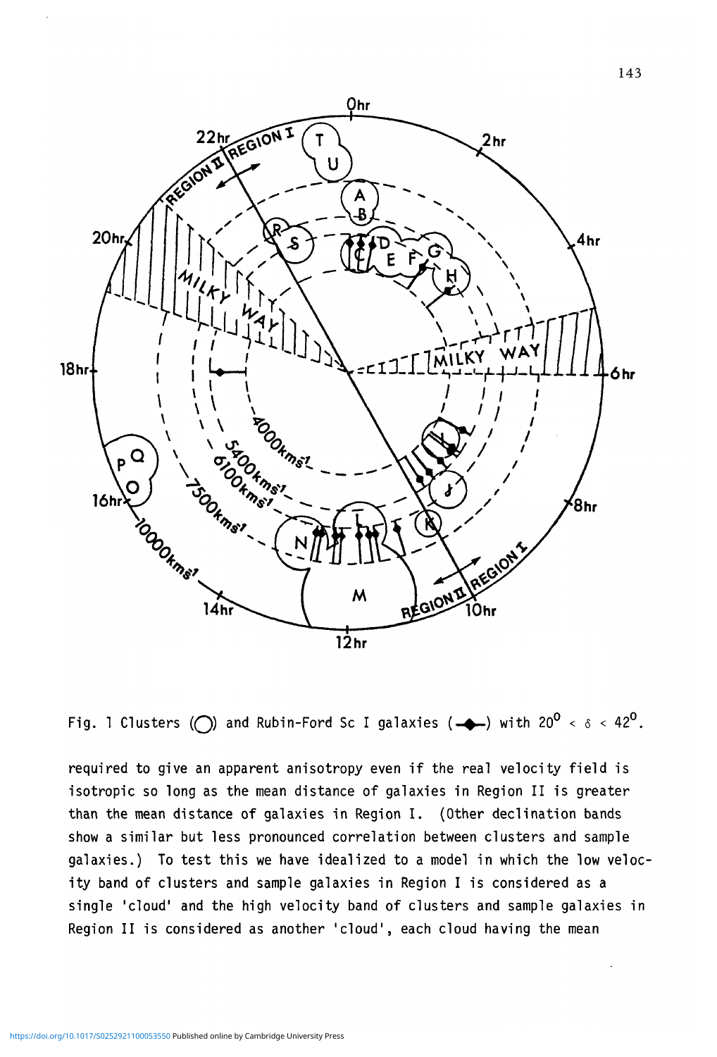Fig. 1 Clusters (◯) and Rubin-Ford Sc I galaxies (—◆—) with $20^{0} < \delta < 42^{0}$.

required to give an apparent anisotropy even if the real velocity field is isotropic so long as the mean distance of galaxies in Region II is greater than the mean distance of galaxies in Region I. (Other declination bands show a similar but less pronounced correlation between clusters and sample galaxies.) To test this we have idealized to a model in which the low velocity band of clusters and sample galaxies in Region I is considered as a single 'cloud' and the high velocity band of clusters and sample galaxies in Region II is considered as another 'cloud', each cloud having the mean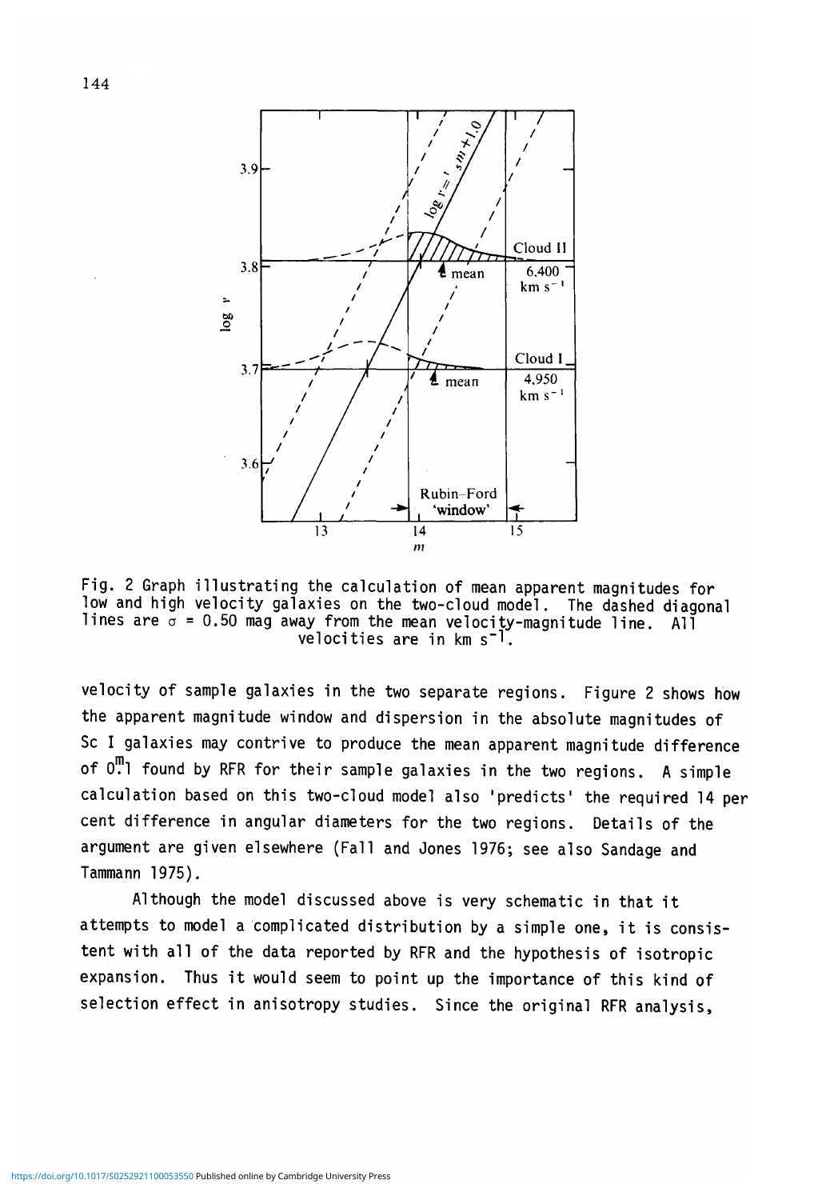Fig. 2 Graph illustrating the calculation of mean apparent magnitudes for low and high velocity galaxies on the two-cloud model. The dashed diagonal lines are $\sigma = 0.50$ mag away from the mean velocity-magnitude line. All velocities are in km $s^{-1}$.

velocity of sample galaxies in the two separate regions. Figure 2 shows how the apparent magnitude window and dispersion in the absolute magnitudes of Sc I galaxies may contrive to produce the mean apparent magnitude difference of $0^{m}.1$ found by RFR for their sample galaxies in the two regions. A simple calculation based on this two-cloud model also 'predicts' the required 14 per cent difference in angular diameters for the two regions. Details of the argument are given elsewhere (Fall and Jones 1976; see also Sandage and Tammann 1975).

Although the model discussed above is very schematic in that it attempts to model a complicated distribution by a simple one, it is consistent with all of the data reported by RFR and the hypothesis of isotropic expansion. Thus it would seem to point up the importance of this kind of selection effect in anisotropy studies. Since the original RFR analysis,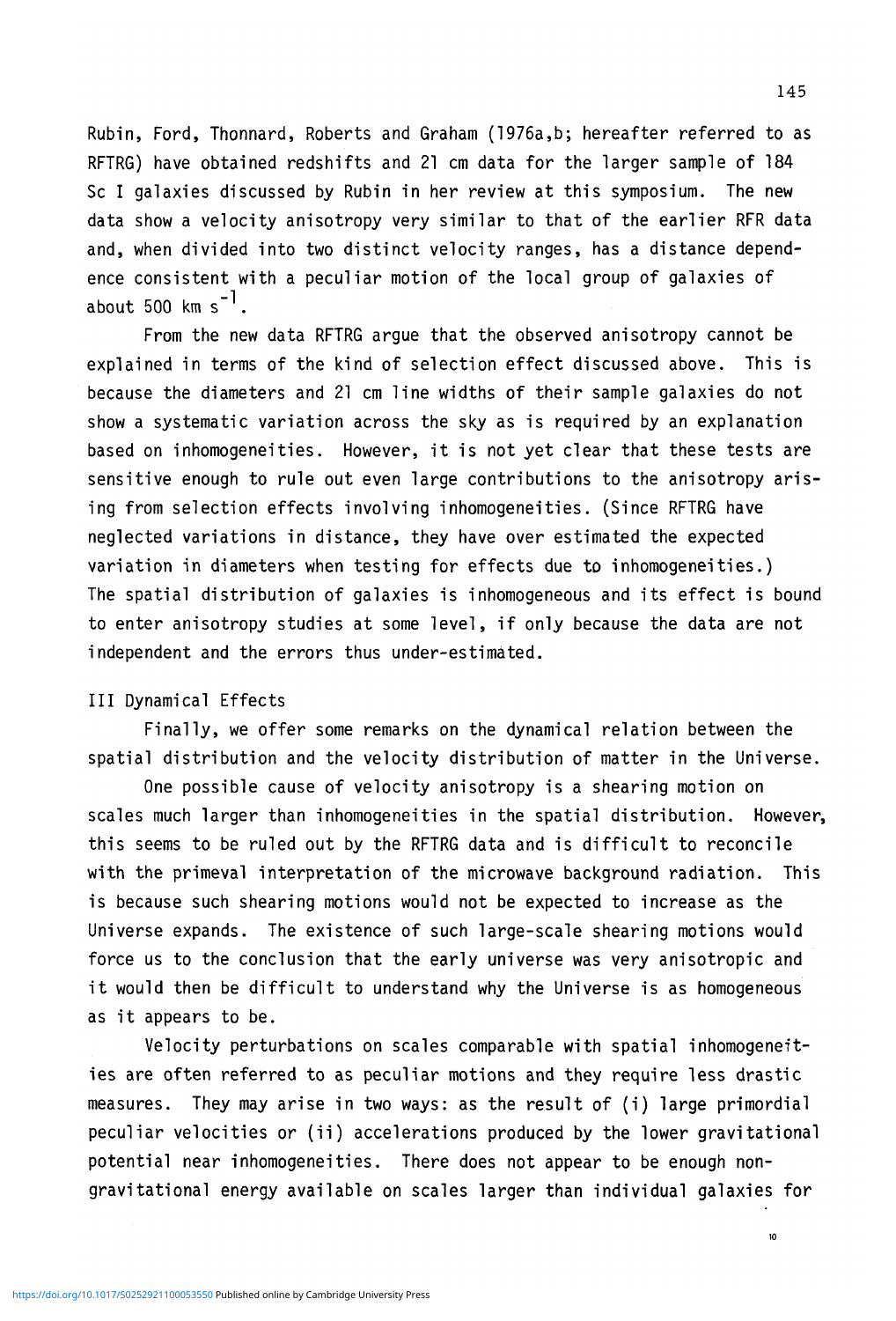Rubin, Ford, Thonnard, Roberts and Graham (1976a,b; hereafter referred to as RFTRG) have obtained redshifts and 21 cm data for the larger sample of 184 Sc I galaxies discussed by Rubin in her review at this symposium. The new data show a velocity anisotropy very similar to that of the earlier RFR data and, when divided into two distinct velocity ranges, has a distance dependence consistent with a peculiar motion of the local group of galaxies of about 500 km $s^{-1}$.

From the new data RFTRG argue that the observed anisotropy cannot be explained in terms of the kind of selection effect discussed above. This is because the diameters and 21 cm line widths of their sample galaxies do not show a systematic variation across the sky as is required by an explanation based on inhomogeneities. However, it is not yet clear that these tests are sensitive enough to rule out even large contributions to the anisotropy arising from selection effects involving inhomogeneities. (Since RFTRG have neglected variations in distance, they have over estimated the expected variation in diameters when testing for effects due to inhomogeneities.) The spatial distribution of galaxies is inhomogeneous and its effect is bound to enter anisotropy studies at some level, if only because the data are not independent and the errors thus under-estimated.

## III Dynamical Effects

Finally, we offer some remarks on the dynamical relation between the spatial distribution and the velocity distribution of matter in the Universe.

One possible cause of velocity anisotropy is a shearing motion on scales much larger than inhomogeneities in the spatial distribution. However, this seems to be ruled out by the RFTRG data and is difficult to reconcile with the primeval interpretation of the microwave background radiation. This is because such shearing motions would not be expected to increase as the Universe expands. The existence of such large-scale shearing motions would force us to the conclusion that the early universe was very anisotropic and it would then be difficult to understand why the Universe is as homogeneous as it appears to be.

Velocity perturbations on scales comparable with spatial inhomogeneities are often referred to as peculiar motions and they require less drastic measures. They may arise in two ways: as the result of (i) large primordial peculiar velocities or (ii) accelerations produced by the lower gravitational potential near inhomogeneities. There does not appear to be enough non-gravitational energy available on scales larger than individual galaxies for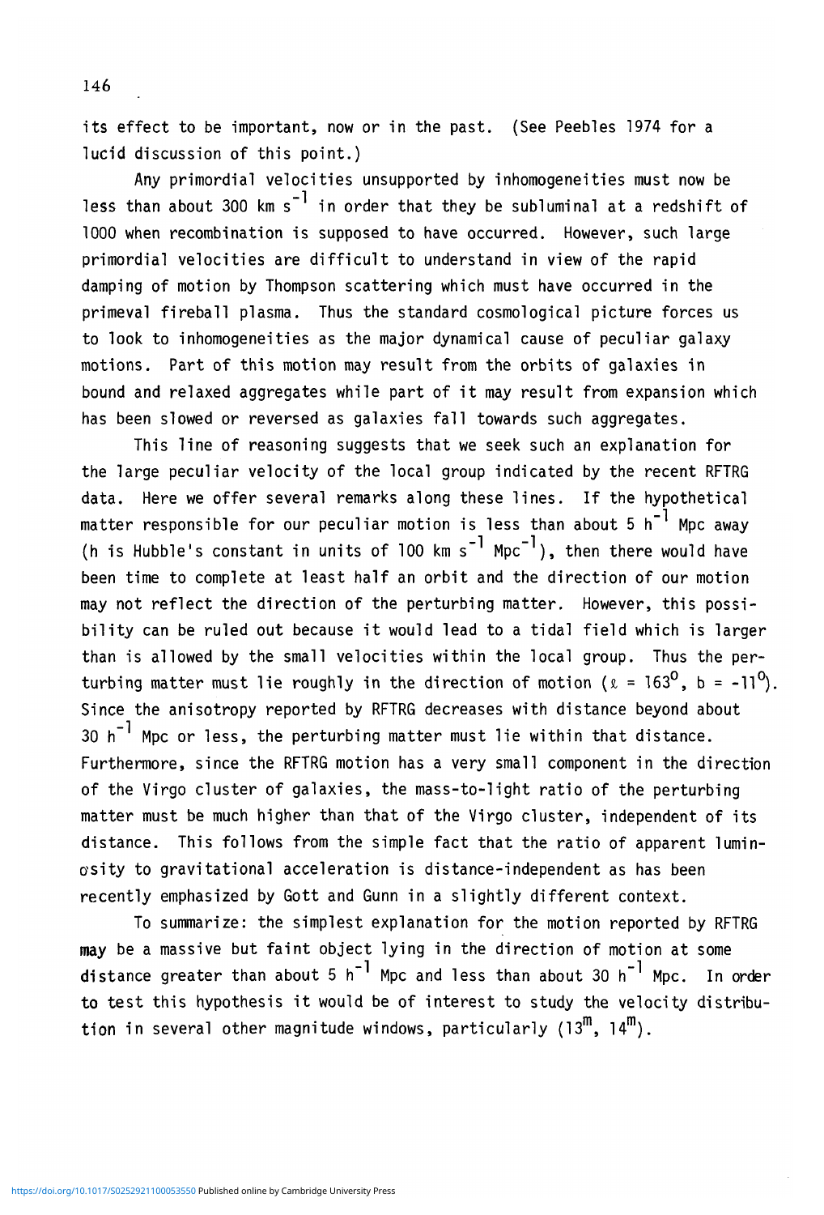its effect to be important, now or in the past. (See Peebles 1974 for a lucid discussion of this point.)

Any primordial velocities unsupported by inhomogeneities must now be less than about 300 km $s^{-1}$ in order that they be subluminal at a redshift of 1000 when recombination is supposed to have occurred. However, such large primordial velocities are difficult to understand in view of the rapid damping of motion by Thompson scattering which must have occurred in the primeval fireball plasma. Thus the standard cosmological picture forces us to look to inhomogeneities as the major dynamical cause of peculiar galaxy motions. Part of this motion may result from the orbits of galaxies in bound and relaxed aggregates while part of it may result from expansion which has been slowed or reversed as galaxies fall towards such aggregates.

This line of reasoning suggests that we seek such an explanation for the large peculiar velocity of the local group indicated by the recent RFTRG data. Here we offer several remarks along these lines. If the hypothetical matter responsible for our peculiar motion is less than about 5 $h^{-1}$ Mpc away (h is Hubble's constant in units of 100 km $s^{-1}$ $Mpc^{-1}$), then there would have been time to complete at least half an orbit and the direction of our motion may not reflect the direction of the perturbing matter. However, this possibility can be ruled out because it would lead to a tidal field which is larger than is allowed by the small velocities within the local group. Thus the perturbing matter must lie roughly in the direction of motion ($\ell = 163^{\circ}$, $b = -11^{\circ}$). Since the anisotropy reported by RFTRG decreases with distance beyond about 30 $h^{-1}$ Mpc or less, the perturbing matter must lie within that distance. Furthermore, since the RFTRG motion has a very small component in the direction of the Virgo cluster of galaxies, the mass-to-light ratio of the perturbing matter must be much higher than that of the Virgo cluster, independent of its distance. This follows from the simple fact that the ratio of apparent luminosity to gravitational acceleration is distance-independent as has been recently emphasized by Gott and Gunn in a slightly different context.

To summarize: the simplest explanation for the motion reported by RFTRG may be a massive but faint object lying in the direction of motion at some distance greater than about 5 $h^{-1}$ Mpc and less than about 30 $h^{-1}$ Mpc. In order to test this hypothesis it would be of interest to study the velocity distribution in several other magnitude windows, particularly ($13^{m}$, $14^{m}$).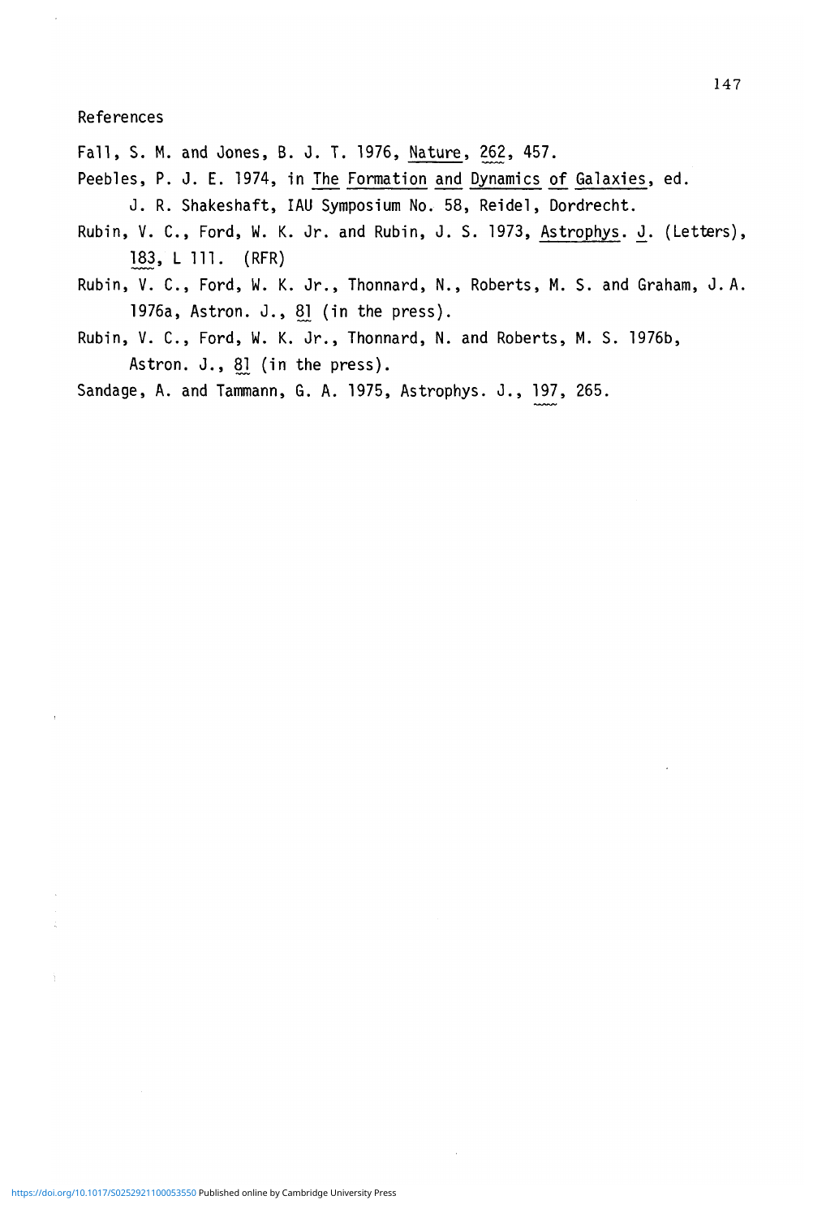## References

Fall, S. M. and Jones, B. J. T. 1976, Nature, 262, 457.

Peebles, P. J. E. 1974, in The Formation and Dynamics of Galaxies, ed. J. R. Shakeshaft, IAU Symposium No. 58, Reidel, Dordrecht.

Rubin, V. C., Ford, W. K. Jr. and Rubin, J. S. 1973, Astrophys. J. (Letters), 183, L 111. (RFR)

Rubin, V. C., Ford, W. K. Jr., Thonnard, N., Roberts, M. S. and Graham, J. A. 1976a, Astron. J., 81 (in the press).

Rubin, V. C., Ford, W. K. Jr., Thonnard, N. and Roberts, M. S. 1976b, Astron. J., 81 (in the press).

Sandage, A. and Tammann, G. A. 1975, Astrophys. J., 197, 265.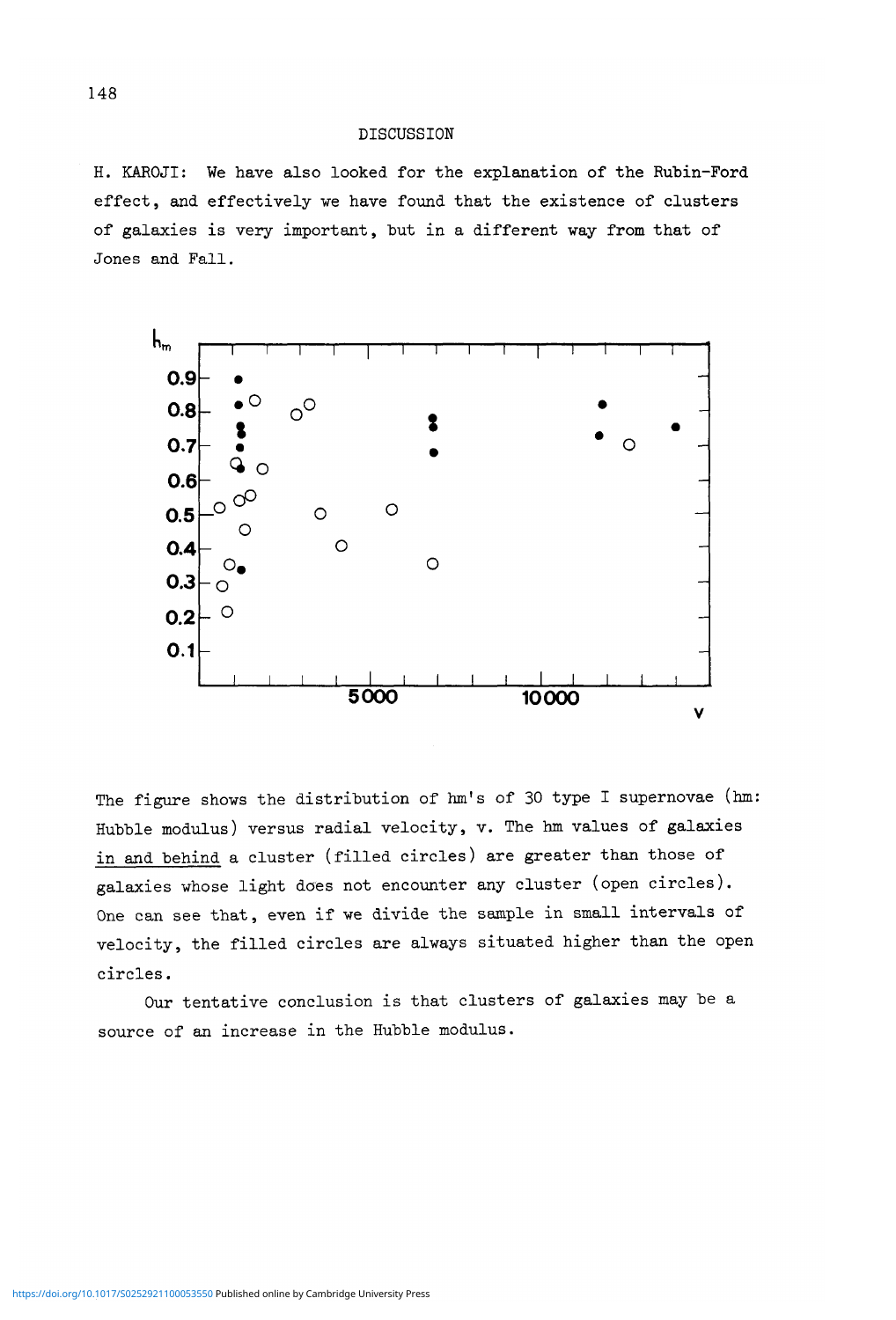DISCUSSION

H. KAROJI: We have also looked for the explanation of the Rubin-Ford effect, and effectively we have found that the existence of clusters of galaxies is very important, but in a different way from that of Jones and Fall.

$h_m$

0.9
0.8
0.7
0.6
0.5
0.4
0.3
0.2
0.1

5000
10000
V

The figure shows the distribution of hm's of 30 type I supernovae (hm: Hubble modulus) versus radial velocity, v. The hm values of galaxies <u>in and behind</u> a cluster (filled circles) are greater than those of galaxies whose light does not encounter any cluster (open circles). One can see that, even if we divide the sample in small intervals of velocity, the filled circles are always situated higher than the open circles.

Our tentative conclusion is that clusters of galaxies may be a source of an increase in the Hubble modulus.